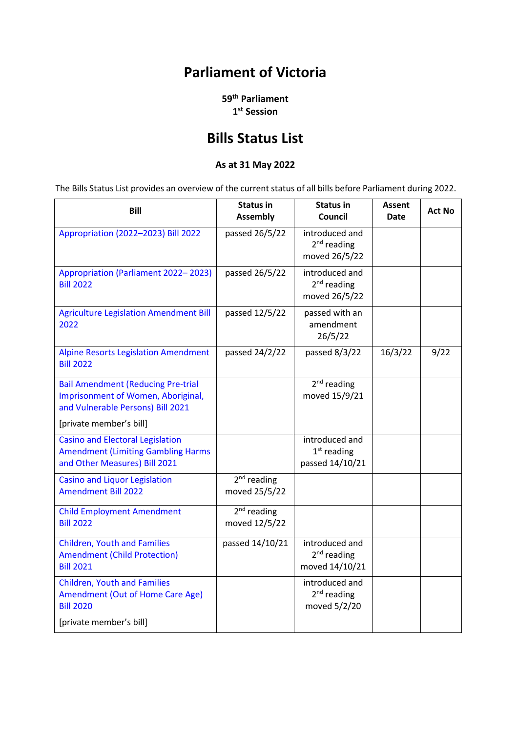# Parliament of Victoria

**59th Parliament**
**1st Session**

## Bills Status List

**As at 31 May 2022**

The Bills Status List provides an overview of the current status of all bills before Parliament during 2022.

| Bill | Status in Assembly | Status in Council | Assent Date | Act No |
|---|---|---|---|---|
| Appropriation (2022–2023) Bill 2022 | passed 26/5/22 | introduced and 2nd reading moved 26/5/22 | | |
| Appropriation (Parliament 2022– 2023) Bill 2022 | passed 26/5/22 | introduced and 2nd reading moved 26/5/22 | | |
| Agriculture Legislation Amendment Bill 2022 | passed 12/5/22 | passed with an amendment 26/5/22 | | |
| Alpine Resorts Legislation Amendment Bill 2022 | passed 24/2/22 | passed 8/3/22 | 16/3/22 | 9/22 |
| Bail Amendment (Reducing Pre-trial Imprisonment of Women, Aboriginal, and Vulnerable Persons) Bill 2021 [private member's bill] | | 2nd reading moved 15/9/21 | | |
| Casino and Electoral Legislation Amendment (Limiting Gambling Harms and Other Measures) Bill 2021 | | introduced and 1st reading passed 14/10/21 | | |
| Casino and Liquor Legislation Amendment Bill 2022 | 2nd reading moved 25/5/22 | | | |
| Child Employment Amendment Bill 2022 | 2nd reading moved 12/5/22 | | | |
| Children, Youth and Families Amendment (Child Protection) Bill 2021 | passed 14/10/21 | introduced and 2nd reading moved 14/10/21 | | |
| Children, Youth and Families Amendment (Out of Home Care Age) Bill 2020 [private member's bill] | | introduced and 2nd reading moved 5/2/20 | | |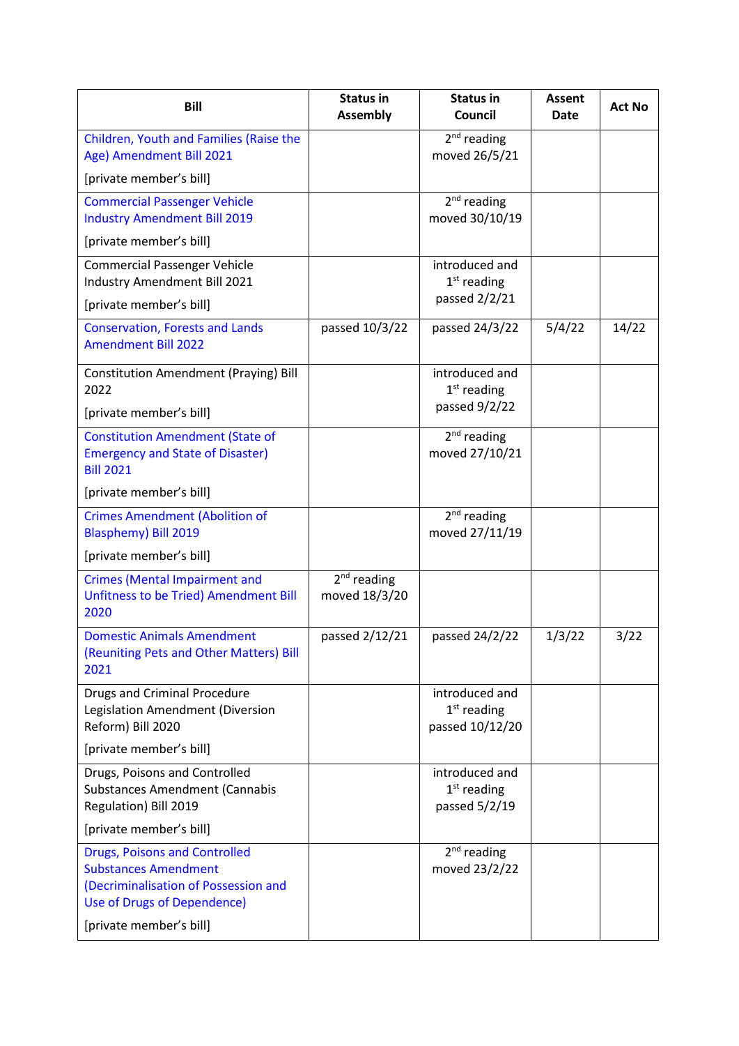| Bill | Status in Assembly | Status in Council | Assent Date | Act No |
|---|---|---|---|---|
| Children, Youth and Families (Raise the Age) Amendment Bill 2021 [private member's bill] | | 2nd reading moved 26/5/21 | | |
| Commercial Passenger Vehicle Industry Amendment Bill 2019 [private member's bill] | | 2nd reading moved 30/10/19 | | |
| Commercial Passenger Vehicle Industry Amendment Bill 2021 [private member's bill] | | introduced and 1st reading passed 2/2/21 | | |
| Conservation, Forests and Lands Amendment Bill 2022 | passed 10/3/22 | passed 24/3/22 | 5/4/22 | 14/22 |
| Constitution Amendment (Praying) Bill 2022 [private member's bill] | | introduced and 1st reading passed 9/2/22 | | |
| Constitution Amendment (State of Emergency and State of Disaster) Bill 2021 [private member's bill] | | 2nd reading moved 27/10/21 | | |
| Crimes Amendment (Abolition of Blasphemy) Bill 2019 [private member's bill] | | 2nd reading moved 27/11/19 | | |
| Crimes (Mental Impairment and Unfitness to be Tried) Amendment Bill 2020 | 2nd reading moved 18/3/20 | | | |
| Domestic Animals Amendment (Reuniting Pets and Other Matters) Bill 2021 | passed 2/12/21 | passed 24/2/22 | 1/3/22 | 3/22 |
| Drugs and Criminal Procedure Legislation Amendment (Diversion Reform) Bill 2020 [private member's bill] | | introduced and 1st reading passed 10/12/20 | | |
| Drugs, Poisons and Controlled Substances Amendment (Cannabis Regulation) Bill 2019 [private member's bill] | | introduced and 1st reading passed 5/2/19 | | |
| Drugs, Poisons and Controlled Substances Amendment (Decriminalisation of Possession and Use of Drugs of Dependence) [private member's bill] | | 2nd reading moved 23/2/22 | | |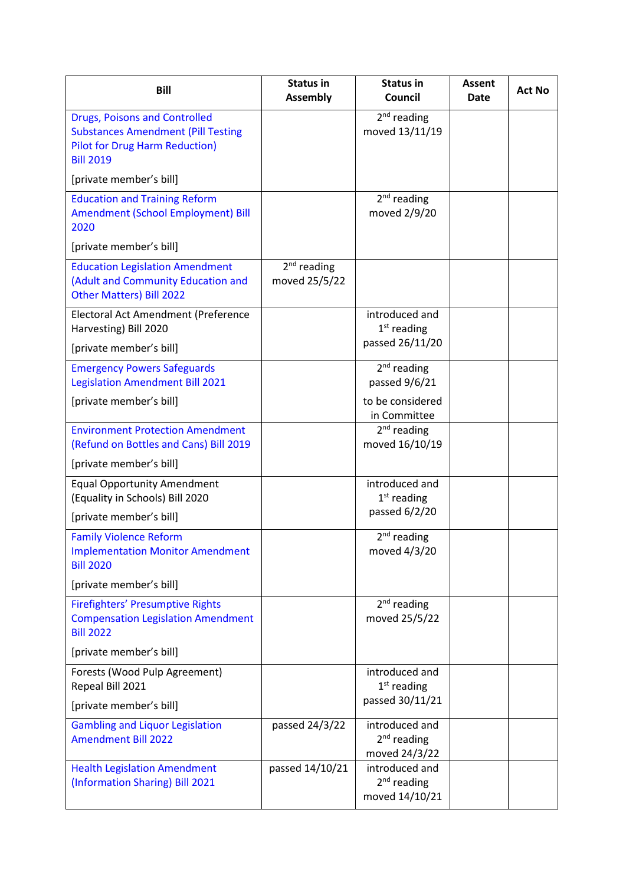| Bill | Status in Assembly | Status in Council | Assent Date | Act No |
|---|---|---|---|---|
| Drugs, Poisons and Controlled Substances Amendment (Pill Testing Pilot for Drug Harm Reduction) Bill 2019<br><br>[private member's bill] | | 2nd reading moved 13/11/19 | | |
| Education and Training Reform Amendment (School Employment) Bill 2020<br><br>[private member's bill] | | 2nd reading moved 2/9/20 | | |
| Education Legislation Amendment (Adult and Community Education and Other Matters) Bill 2022 | 2nd reading moved 25/5/22 | | | |
| Electoral Act Amendment (Preference Harvesting) Bill 2020<br><br>[private member's bill] | | introduced and 1st reading passed 26/11/20 | | |
| Emergency Powers Safeguards Legislation Amendment Bill 2021<br><br>[private member's bill] | | 2nd reading passed 9/6/21<br><br>to be considered in Committee | | |
| Environment Protection Amendment (Refund on Bottles and Cans) Bill 2019<br><br>[private member's bill] | | 2nd reading moved 16/10/19 | | |
| Equal Opportunity Amendment (Equality in Schools) Bill 2020<br><br>[private member's bill] | | introduced and 1st reading passed 6/2/20 | | |
| Family Violence Reform Implementation Monitor Amendment Bill 2020<br><br>[private member's bill] | | 2nd reading moved 4/3/20 | | |
| Firefighters' Presumptive Rights Compensation Legislation Amendment Bill 2022<br><br>[private member's bill] | | 2nd reading moved 25/5/22 | | |
| Forests (Wood Pulp Agreement) Repeal Bill 2021<br><br>[private member's bill] | | introduced and 1st reading passed 30/11/21 | | |
| Gambling and Liquor Legislation Amendment Bill 2022 | passed 24/3/22 | introduced and 2nd reading moved 24/3/22 | | |
| Health Legislation Amendment (Information Sharing) Bill 2021 | passed 14/10/21 | introduced and 2nd reading moved 14/10/21 | | |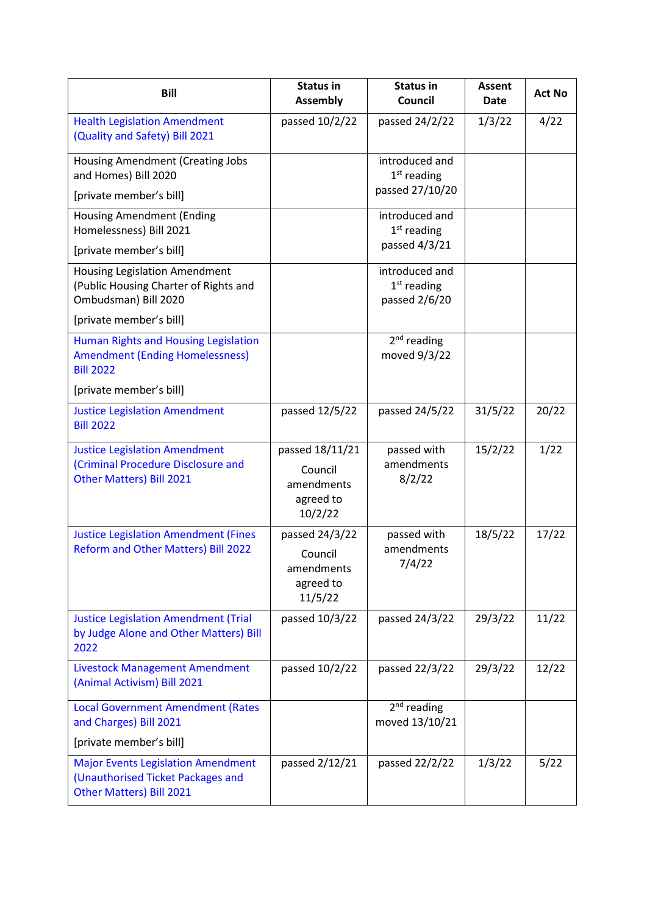| Bill | Status in Assembly | Status in Council | Assent Date | Act No |
|---|---|---|---|---|
| Health Legislation Amendment (Quality and Safety) Bill 2021 | passed 10/2/22 | passed 24/2/22 | 1/3/22 | 4/22 |
| Housing Amendment (Creating Jobs and Homes) Bill 2020 [private member's bill] | | introduced and 1st reading passed 27/10/20 | | |
| Housing Amendment (Ending Homelessness) Bill 2021 [private member's bill] | | introduced and 1st reading passed 4/3/21 | | |
| Housing Legislation Amendment (Public Housing Charter of Rights and Ombudsman) Bill 2020 [private member's bill] | | introduced and 1st reading passed 2/6/20 | | |
| Human Rights and Housing Legislation Amendment (Ending Homelessness) Bill 2022 [private member's bill] | | 2nd reading moved 9/3/22 | | |
| Justice Legislation Amendment Bill 2022 | passed 12/5/22 | passed 24/5/22 | 31/5/22 | 20/22 |
| Justice Legislation Amendment (Criminal Procedure Disclosure and Other Matters) Bill 2021 | passed 18/11/21 Council amendments agreed to 10/2/22 | passed with amendments 8/2/22 | 15/2/22 | 1/22 |
| Justice Legislation Amendment (Fines Reform and Other Matters) Bill 2022 | passed 24/3/22 Council amendments agreed to 11/5/22 | passed with amendments 7/4/22 | 18/5/22 | 17/22 |
| Justice Legislation Amendment (Trial by Judge Alone and Other Matters) Bill 2022 | passed 10/3/22 | passed 24/3/22 | 29/3/22 | 11/22 |
| Livestock Management Amendment (Animal Activism) Bill 2021 | passed 10/2/22 | passed 22/3/22 | 29/3/22 | 12/22 |
| Local Government Amendment (Rates and Charges) Bill 2021 [private member's bill] | | 2nd reading moved 13/10/21 | | |
| Major Events Legislation Amendment (Unauthorised Ticket Packages and Other Matters) Bill 2021 | passed 2/12/21 | passed 22/2/22 | 1/3/22 | 5/22 |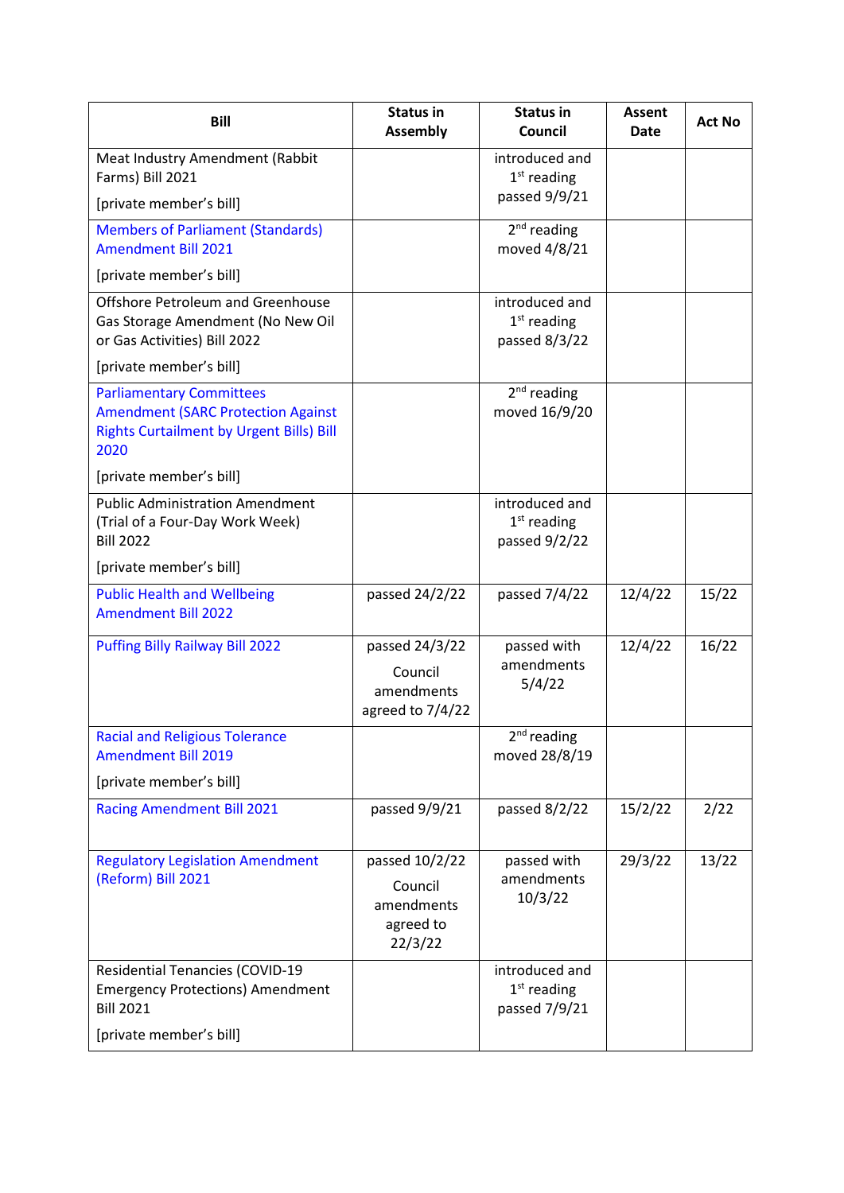| Bill | Status in Assembly | Status in Council | Assent Date | Act No |
|---|---|---|---|---|
| Meat Industry Amendment (Rabbit Farms) Bill 2021<br><br>[private member's bill] | | introduced and 1st reading passed 9/9/21 | | |
| Members of Parliament (Standards) Amendment Bill 2021<br><br>[private member's bill] | | 2nd reading moved 4/8/21 | | |
| Offshore Petroleum and Greenhouse Gas Storage Amendment (No New Oil or Gas Activities) Bill 2022<br><br>[private member's bill] | | introduced and 1st reading passed 8/3/22 | | |
| Parliamentary Committees Amendment (SARC Protection Against Rights Curtailment by Urgent Bills) Bill 2020<br><br>[private member's bill] | | 2nd reading moved 16/9/20 | | |
| Public Administration Amendment (Trial of a Four-Day Work Week) Bill 2022<br><br>[private member's bill] | | introduced and 1st reading passed 9/2/22 | | |
| Public Health and Wellbeing Amendment Bill 2022 | passed 24/2/22 | passed 7/4/22 | 12/4/22 | 15/22 |
| Puffing Billy Railway Bill 2022 | passed 24/3/22<br><br>Council amendments agreed to 7/4/22 | passed with amendments 5/4/22 | 12/4/22 | 16/22 |
| Racial and Religious Tolerance Amendment Bill 2019<br><br>[private member's bill] | | 2nd reading moved 28/8/19 | | |
| Racing Amendment Bill 2021 | passed 9/9/21 | passed 8/2/22 | 15/2/22 | 2/22 |
| Regulatory Legislation Amendment (Reform) Bill 2021 | passed 10/2/22<br><br>Council amendments agreed to 22/3/22 | passed with amendments 10/3/22 | 29/3/22 | 13/22 |
| Residential Tenancies (COVID-19 Emergency Protections) Amendment Bill 2021<br><br>[private member's bill] | | introduced and 1st reading passed 7/9/21 | | |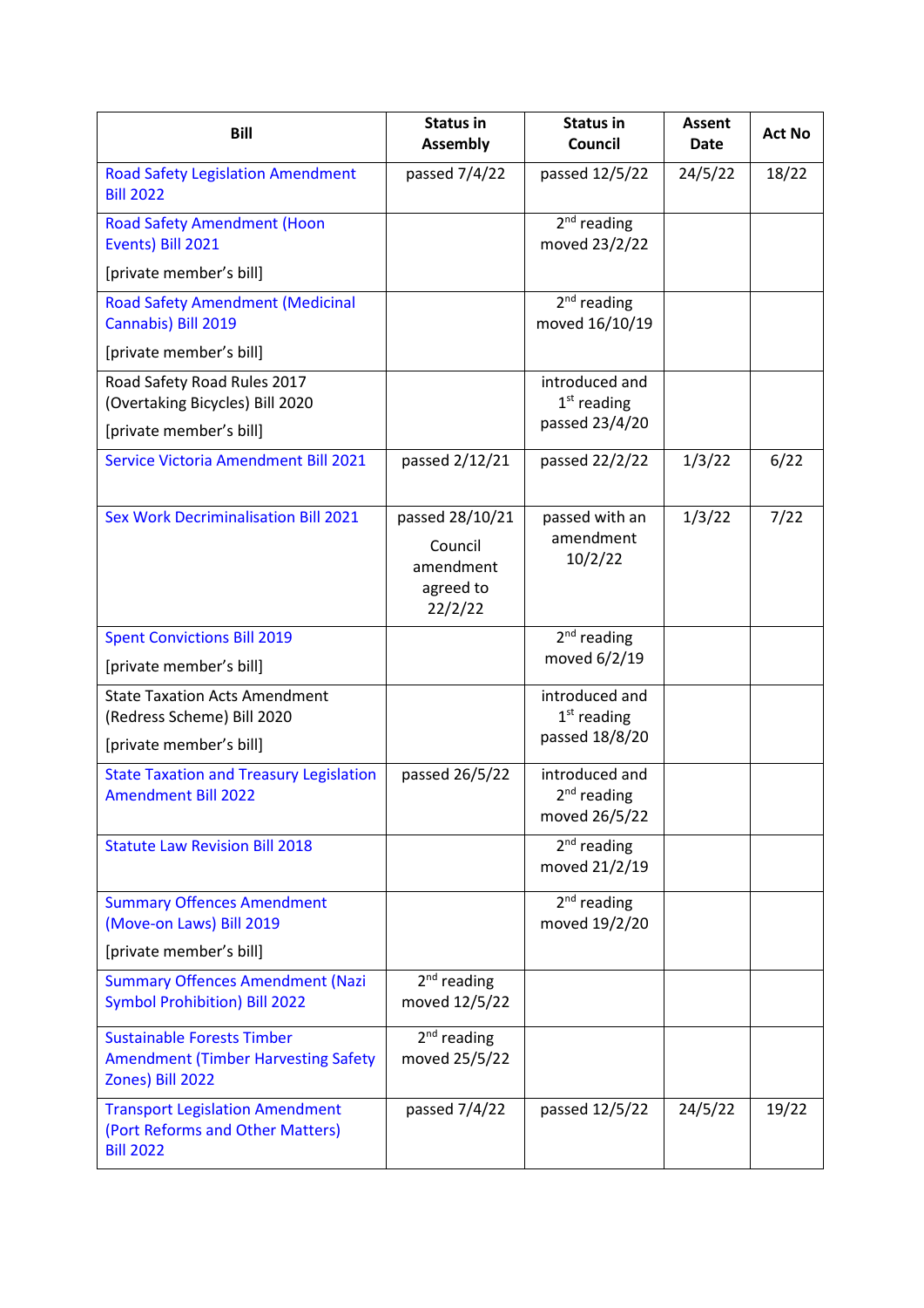| Bill | Status in Assembly | Status in Council | Assent Date | Act No |
|---|---|---|---|---|
| Road Safety Legislation Amendment Bill 2022 | passed 7/4/22 | passed 12/5/22 | 24/5/22 | 18/22 |
| Road Safety Amendment (Hoon Events) Bill 2021 [private member's bill] | | 2nd reading moved 23/2/22 | | |
| Road Safety Amendment (Medicinal Cannabis) Bill 2019 [private member's bill] | | 2nd reading moved 16/10/19 | | |
| Road Safety Road Rules 2017 (Overtaking Bicycles) Bill 2020 [private member's bill] | | introduced and 1st reading passed 23/4/20 | | |
| Service Victoria Amendment Bill 2021 | passed 2/12/21 | passed 22/2/22 | 1/3/22 | 6/22 |
| Sex Work Decriminalisation Bill 2021 | passed 28/10/21 Council amendment agreed to 22/2/22 | passed with an amendment 10/2/22 | 1/3/22 | 7/22 |
| Spent Convictions Bill 2019 [private member's bill] | | 2nd reading moved 6/2/19 | | |
| State Taxation Acts Amendment (Redress Scheme) Bill 2020 [private member's bill] | | introduced and 1st reading passed 18/8/20 | | |
| State Taxation and Treasury Legislation Amendment Bill 2022 | passed 26/5/22 | introduced and 2nd reading moved 26/5/22 | | |
| Statute Law Revision Bill 2018 | | 2nd reading moved 21/2/19 | | |
| Summary Offences Amendment (Move-on Laws) Bill 2019 [private member's bill] | | 2nd reading moved 19/2/20 | | |
| Summary Offences Amendment (Nazi Symbol Prohibition) Bill 2022 | 2nd reading moved 12/5/22 | | | |
| Sustainable Forests Timber Amendment (Timber Harvesting Safety Zones) Bill 2022 | 2nd reading moved 25/5/22 | | | |
| Transport Legislation Amendment (Port Reforms and Other Matters) Bill 2022 | passed 7/4/22 | passed 12/5/22 | 24/5/22 | 19/22 |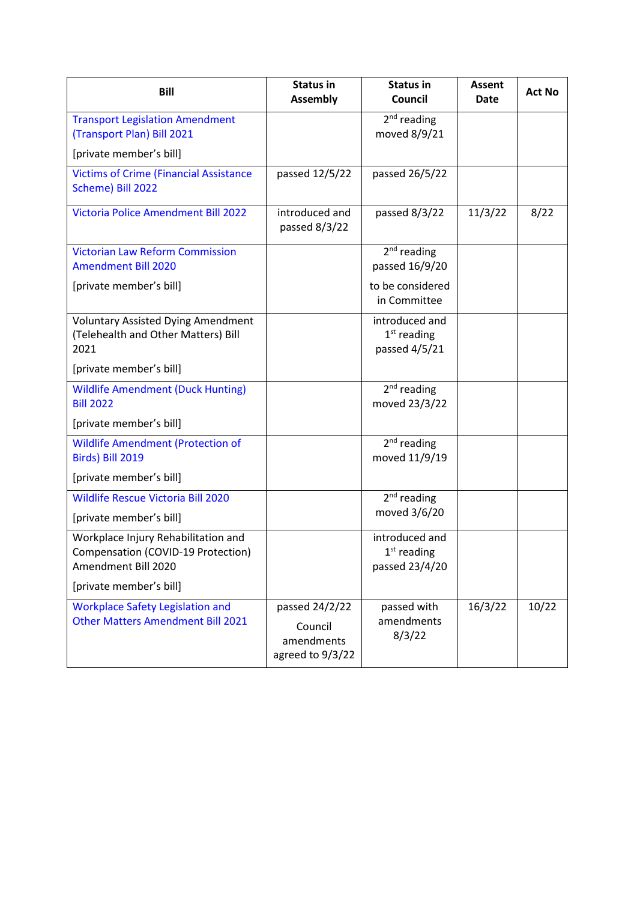| Bill | Status in Assembly | Status in Council | Assent Date | Act No |
|---|---|---|---|---|
| Transport Legislation Amendment (Transport Plan) Bill 2021<br><br>[private member's bill] | | 2nd reading moved 8/9/21 | | |
| Victims of Crime (Financial Assistance Scheme) Bill 2022 | passed 12/5/22 | passed 26/5/22 | | |
| Victoria Police Amendment Bill 2022 | introduced and passed 8/3/22 | passed 8/3/22 | 11/3/22 | 8/22 |
| Victorian Law Reform Commission Amendment Bill 2020<br><br>[private member's bill] | | 2nd reading passed 16/9/20<br><br>to be considered in Committee | | |
| Voluntary Assisted Dying Amendment (Telehealth and Other Matters) Bill 2021<br><br>[private member's bill] | | introduced and 1st reading passed 4/5/21 | | |
| Wildlife Amendment (Duck Hunting) Bill 2022<br><br>[private member's bill] | | 2nd reading moved 23/3/22 | | |
| Wildlife Amendment (Protection of Birds) Bill 2019<br><br>[private member's bill] | | 2nd reading moved 11/9/19 | | |
| Wildlife Rescue Victoria Bill 2020<br><br>[private member's bill] | | 2nd reading moved 3/6/20 | | |
| Workplace Injury Rehabilitation and Compensation (COVID-19 Protection) Amendment Bill 2020<br><br>[private member's bill] | | introduced and 1st reading passed 23/4/20 | | |
| Workplace Safety Legislation and Other Matters Amendment Bill 2021 | passed 24/2/22<br><br>Council amendments agreed to 9/3/22 | passed with amendments 8/3/22 | 16/3/22 | 10/22 |